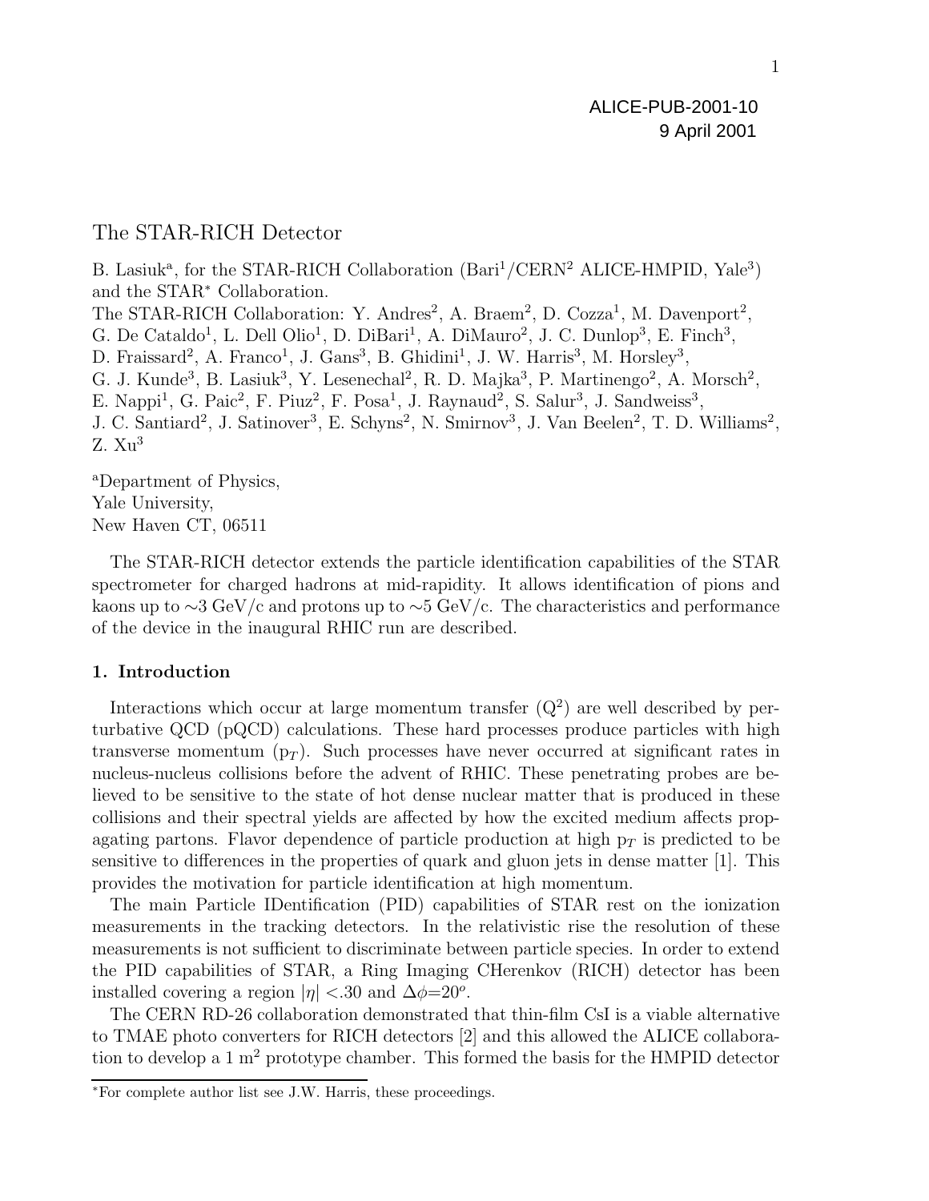ALICE-PUB-2001-10
9 April 2001

# The STAR-RICH Detector

B. Lasiuk[a], for the STAR-RICH Collaboration (Bari[1]/CERN[2] ALICE-HMPID, Yale[3]) and the STAR[*] Collaboration.

The STAR-RICH Collaboration: Y. Andres[2], A. Braem[2], D. Cozza[1], M. Davenport[2], G. De Cataldo[1], L. Dell Olio[1], D. DiBari[1], A. DiMauro[2], J. C. Dunlop[3], E. Finch[3], D. Fraissard[2], A. Franco[1], J. Gans[3], B. Ghidini[1], J. W. Harris[3], M. Horsley[3], G. J. Kunde[3], B. Lasiuk[3], Y. Lesenechal[2], R. D. Majka[3], P. Martinengo[2], A. Morsch[2], E. Nappi[1], G. Paic[2], F. Piuz[2], F. Posa[1], J. Raynaud[2], S. Salur[3], J. Sandweiss[3], J. C. Santiard[2], J. Satinover[3], E. Schyns[2], N. Smirnov[3], J. Van Beelen[2], T. D. Williams[2], Z. Xu[3]

[a]Department of Physics,
Yale University,
New Haven CT, 06511

The STAR-RICH detector extends the particle identification capabilities of the STAR spectrometer for charged hadrons at mid-rapidity. It allows identification of pions and kaons up to ∼3 GeV/c and protons up to ∼5 GeV/c. The characteristics and performance of the device in the inaugural RHIC run are described.

## 1. Introduction

Interactions which occur at large momentum transfer ($Q^2$) are well described by perturbative QCD (pQCD) calculations. These hard processes produce particles with high transverse momentum ($p_T$). Such processes have never occurred at significant rates in nucleus-nucleus collisions before the advent of RHIC. These penetrating probes are believed to be sensitive to the state of hot dense nuclear matter that is produced in these collisions and their spectral yields are affected by how the excited medium affects propagating partons. Flavor dependence of particle production at high $p_T$ is predicted to be sensitive to differences in the properties of quark and gluon jets in dense matter [1]. This provides the motivation for particle identification at high momentum.

The main Particle IDentification (PID) capabilities of STAR rest on the ionization measurements in the tracking detectors. In the relativistic rise the resolution of these measurements is not sufficient to discriminate between particle species. In order to extend the PID capabilities of STAR, a Ring Imaging CHerenkov (RICH) detector has been installed covering a region $|\eta| < .30$ and $\Delta\phi = 20^o$.

The CERN RD-26 collaboration demonstrated that thin-film CsI is a viable alternative to TMAE photo converters for RICH detectors [2] and this allowed the ALICE collaboration to develop a 1 $m^2$ prototype chamber. This formed the basis for the HMPID detector

[*]For complete author list see J.W. Harris, these proceedings.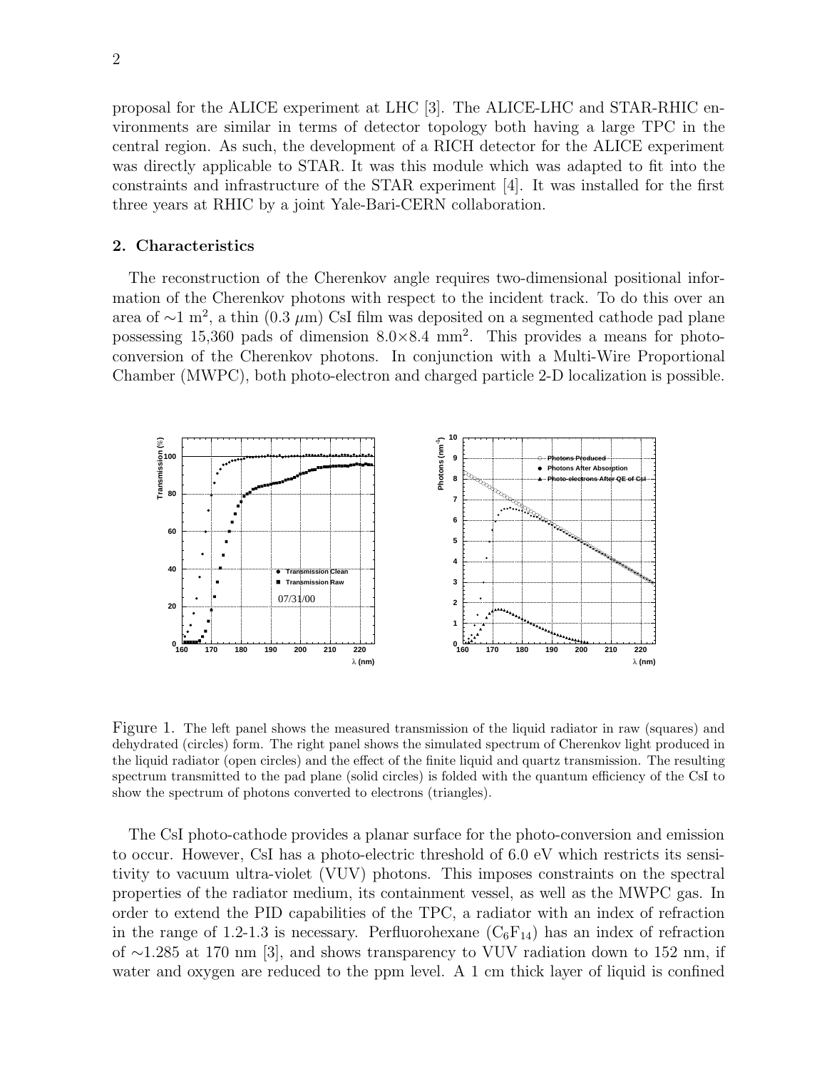proposal for the ALICE experiment at LHC [3]. The ALICE-LHC and STAR-RHIC environments are similar in terms of detector topology both having a large TPC in the central region. As such, the development of a RICH detector for the ALICE experiment was directly applicable to STAR. It was this module which was adapted to fit into the constraints and infrastructure of the STAR experiment [4]. It was installed for the first three years at RHIC by a joint Yale-Bari-CERN collaboration.

## 2. Characteristics

The reconstruction of the Cherenkov angle requires two-dimensional positional information of the Cherenkov photons with respect to the incident track. To do this over an area of $\sim$1 m$^2$, a thin (0.3 $\mu$m) CsI film was deposited on a segmented cathode pad plane possessing 15,360 pads of dimension $8.0\times8.4$ mm$^2$. This provides a means for photo-conversion of the Cherenkov photons. In conjunction with a Multi-Wire Proportional Chamber (MWPC), both photo-electron and charged particle 2-D localization is possible.

Figure 1. The left panel shows the measured transmission of the liquid radiator in raw (squares) and dehydrated (circles) form. The right panel shows the simulated spectrum of Cherenkov light produced in the liquid radiator (open circles) and the effect of the finite liquid and quartz transmission. The resulting spectrum transmitted to the pad plane (solid circles) is folded with the quantum efficiency of the CsI to show the spectrum of photons converted to electrons (triangles).

The CsI photo-cathode provides a planar surface for the photo-conversion and emission to occur. However, CsI has a photo-electric threshold of 6.0 eV which restricts its sensitivity to vacuum ultra-violet (VUV) photons. This imposes constraints on the spectral properties of the radiator medium, its containment vessel, as well as the MWPC gas. In order to extend the PID capabilities of the TPC, a radiator with an index of refraction in the range of 1.2-1.3 is necessary. Perfluorohexane ($C_6F_{14}$) has an index of refraction of $\sim$1.285 at 170 nm [3], and shows transparency to VUV radiation down to 152 nm, if water and oxygen are reduced to the ppm level. A 1 cm thick layer of liquid is confined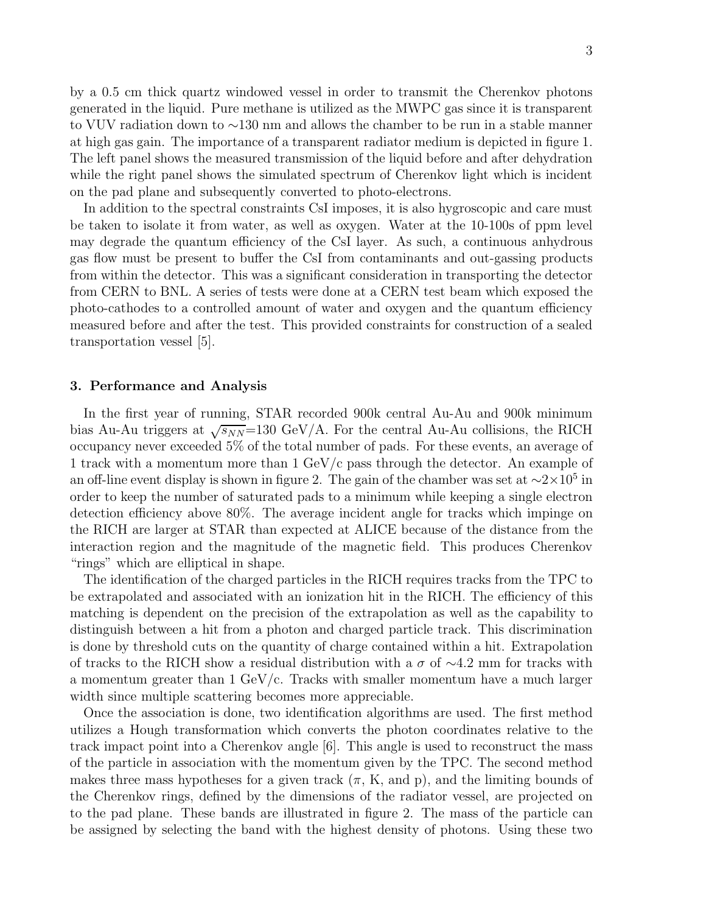by a 0.5 cm thick quartz windowed vessel in order to transmit the Cherenkov photons generated in the liquid. Pure methane is utilized as the MWPC gas since it is transparent to VUV radiation down to ∼130 nm and allows the chamber to be run in a stable manner at high gas gain. The importance of a transparent radiator medium is depicted in figure 1. The left panel shows the measured transmission of the liquid before and after dehydration while the right panel shows the simulated spectrum of Cherenkov light which is incident on the pad plane and subsequently converted to photo-electrons.

In addition to the spectral constraints CsI imposes, it is also hygroscopic and care must be taken to isolate it from water, as well as oxygen. Water at the 10-100s of ppm level may degrade the quantum efficiency of the CsI layer. As such, a continuous anhydrous gas flow must be present to buffer the CsI from contaminants and out-gassing products from within the detector. This was a significant consideration in transporting the detector from CERN to BNL. A series of tests were done at a CERN test beam which exposed the photo-cathodes to a controlled amount of water and oxygen and the quantum efficiency measured before and after the test. This provided constraints for construction of a sealed transportation vessel [5].

### 3. Performance and Analysis

In the first year of running, STAR recorded 900k central Au-Au and 900k minimum bias Au-Au triggers at $\sqrt{s_{NN}}$=130 GeV/A. For the central Au-Au collisions, the RICH occupancy never exceeded 5% of the total number of pads. For these events, an average of 1 track with a momentum more than 1 GeV/c pass through the detector. An example of an off-line event display is shown in figure 2. The gain of the chamber was set at $\sim 2\times10^5$ in order to keep the number of saturated pads to a minimum while keeping a single electron detection efficiency above 80%. The average incident angle for tracks which impinge on the RICH are larger at STAR than expected at ALICE because of the distance from the interaction region and the magnitude of the magnetic field. This produces Cherenkov "rings" which are elliptical in shape.

The identification of the charged particles in the RICH requires tracks from the TPC to be extrapolated and associated with an ionization hit in the RICH. The efficiency of this matching is dependent on the precision of the extrapolation as well as the capability to distinguish between a hit from a photon and charged particle track. This discrimination is done by threshold cuts on the quantity of charge contained within a hit. Extrapolation of tracks to the RICH show a residual distribution with a $\sigma$ of ∼4.2 mm for tracks with a momentum greater than 1 GeV/c. Tracks with smaller momentum have a much larger width since multiple scattering becomes more appreciable.

Once the association is done, two identification algorithms are used. The first method utilizes a Hough transformation which converts the photon coordinates relative to the track impact point into a Cherenkov angle [6]. This angle is used to reconstruct the mass of the particle in association with the momentum given by the TPC. The second method makes three mass hypotheses for a given track ($\pi$, K, and p), and the limiting bounds of the Cherenkov rings, defined by the dimensions of the radiator vessel, are projected on to the pad plane. These bands are illustrated in figure 2. The mass of the particle can be assigned by selecting the band with the highest density of photons. Using these two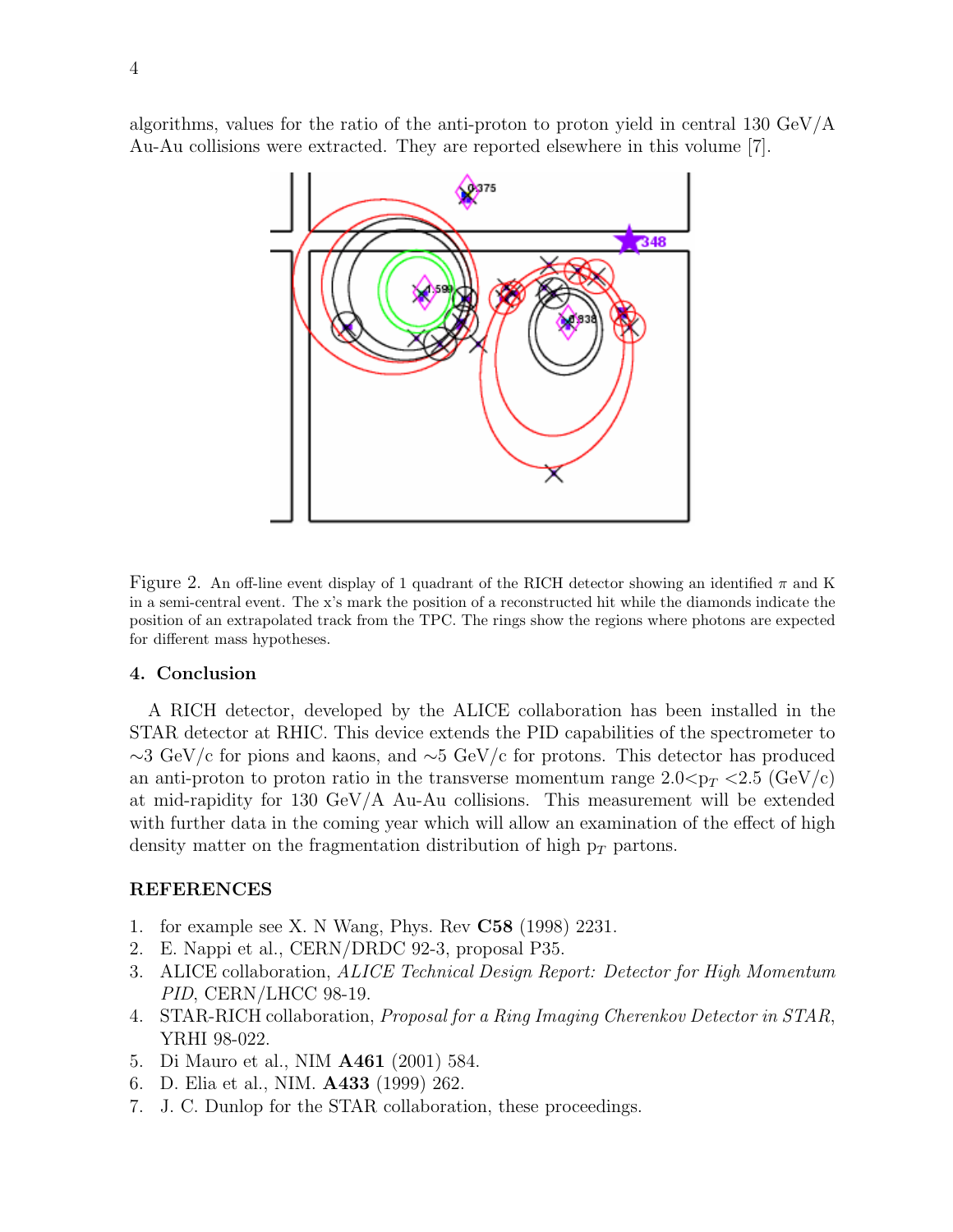algorithms, values for the ratio of the anti-proton to proton yield in central 130 GeV/A Au-Au collisions were extracted. They are reported elsewhere in this volume [7].

0.375

348

1.599

0.838

Figure 2. An off-line event display of 1 quadrant of the RICH detector showing an identified $\pi$ and K in a semi-central event. The x's mark the position of a reconstructed hit while the diamonds indicate the position of an extrapolated track from the TPC. The rings show the regions where photons are expected for different mass hypotheses.

## 4. Conclusion

A RICH detector, developed by the ALICE collaboration has been installed in the STAR detector at RHIC. This device extends the PID capabilities of the spectrometer to $\sim$3 GeV/c for pions and kaons, and $\sim$5 GeV/c for protons. This detector has produced an anti-proton to proton ratio in the transverse momentum range $2.0 < p_T < 2.5$ (GeV/c) at mid-rapidity for 130 GeV/A Au-Au collisions. This measurement will be extended with further data in the coming year which will allow an examination of the effect of high density matter on the fragmentation distribution of high $p_T$ partons.

## REFERENCES

1. for example see X. N Wang, Phys. Rev **C58** (1998) 2231.
2. E. Nappi et al., CERN/DRDC 92-3, proposal P35.
3. ALICE collaboration, *ALICE Technical Design Report: Detector for High Momentum PID*, CERN/LHCC 98-19.
4. STAR-RICH collaboration, *Proposal for a Ring Imaging Cherenkov Detector in STAR*, YRHI 98-022.
5. Di Mauro et al., NIM **A461** (2001) 584.
6. D. Elia et al., NIM. **A433** (1999) 262.
7. J. C. Dunlop for the STAR collaboration, these proceedings.